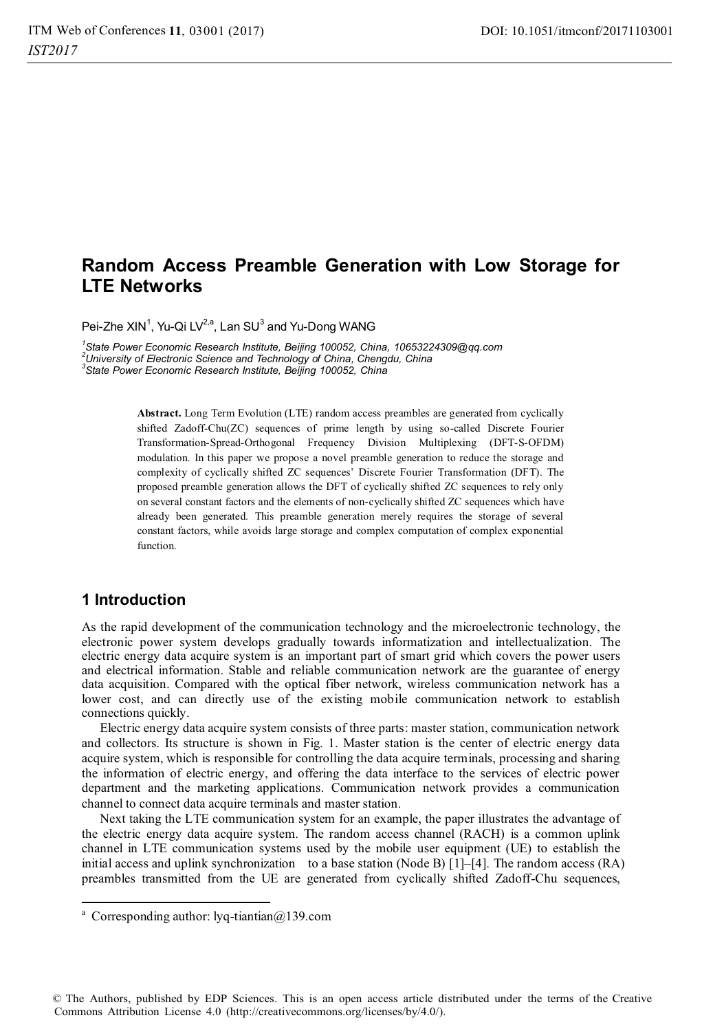# Random Access Preamble Generation with Low Storage for LTE Networks

Pei-Zhe XIN[1], Yu-Qi LV[2,a], Lan SU[3] and Yu-Dong WANG

[1]*State Power Economic Research Institute, Beijing 100052, China, 10653224309@qq.com*
[2]*University of Electronic Science and Technology of China, Chengdu, China*
[3]*State Power Economic Research Institute, Beijing 100052, China*

**Abstract.** Long Term Evolution (LTE) random access preambles are generated from cyclically shifted Zadoff-Chu(ZC) sequences of prime length by using so-called Discrete Fourier Transformation-Spread-Orthogonal Frequency Division Multiplexing (DFT-S-OFDM) modulation. In this paper we propose a novel preamble generation to reduce the storage and complexity of cyclically shifted ZC sequences' Discrete Fourier Transformation (DFT). The proposed preamble generation allows the DFT of cyclically shifted ZC sequences to rely only on several constant factors and the elements of non-cyclically shifted ZC sequences which have already been generated. This preamble generation merely requires the storage of several constant factors, while avoids large storage and complex computation of complex exponential function.

## 1 Introduction

As the rapid development of the communication technology and the microelectronic technology, the electronic power system develops gradually towards informatization and intellectualization. The electric energy data acquire system is an important part of smart grid which covers the power users and electrical information. Stable and reliable communication network are the guarantee of energy data acquisition. Compared with the optical fiber network, wireless communication network has a lower cost, and can directly use of the existing mobile communication network to establish connections quickly.

Electric energy data acquire system consists of three parts: master station, communication network and collectors. Its structure is shown in Fig. 1. Master station is the center of electric energy data acquire system, which is responsible for controlling the data acquire terminals, processing and sharing the information of electric energy, and offering the data interface to the services of electric power department and the marketing applications. Communication network provides a communication channel to connect data acquire terminals and master station.

Next taking the LTE communication system for an example, the paper illustrates the advantage of the electric energy data acquire system. The random access channel (RACH) is a common uplink channel in LTE communication systems used by the mobile user equipment (UE) to establish the initial access and uplink synchronization to a base station (Node B) [1]–[4]. The random access (RA) preambles transmitted from the UE are generated from cyclically shifted Zadoff-Chu sequences,

---

[a] Corresponding author: lyq-tiantian@139.com

© The Authors, published by EDP Sciences. This is an open access article distributed under the terms of the Creative Commons Attribution License 4.0 (http://creativecommons.org/licenses/by/4.0/).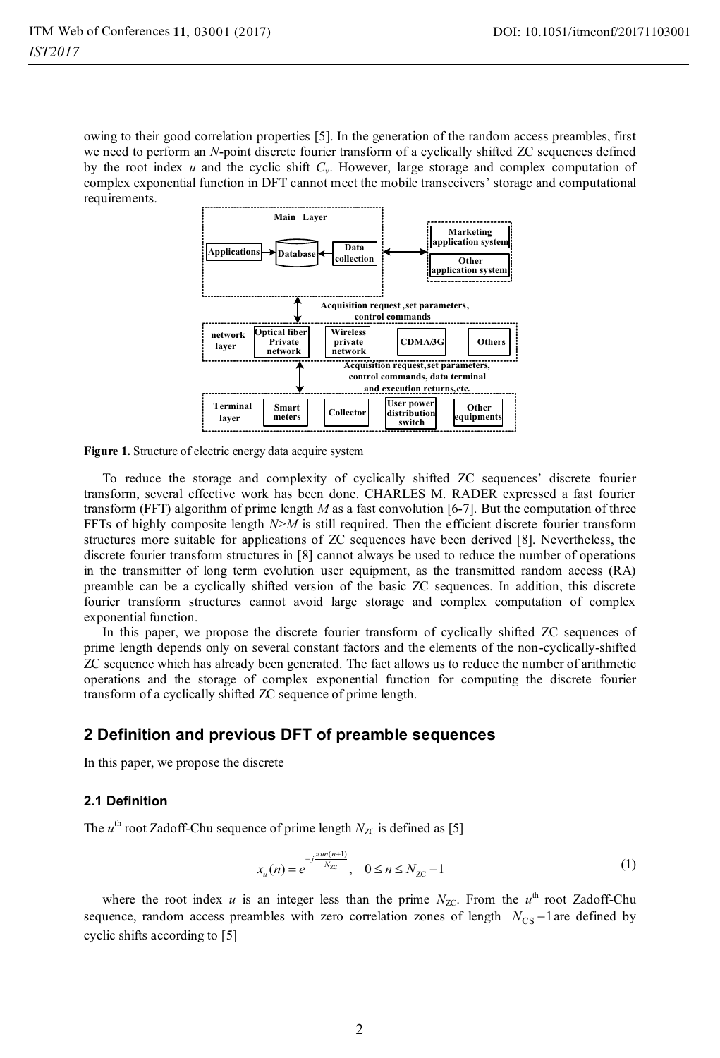owing to their good correlation properties [5]. In the generation of the random access preambles, first we need to perform an $N$-point discrete fourier transform of a cyclically shifted ZC sequences defined by the root index $u$ and the cyclic shift $C_v$. However, large storage and complex computation of complex exponential function in DFT cannot meet the mobile transceivers' storage and computational requirements.

Figure 1. Structure of electric energy data acquire system

To reduce the storage and complexity of cyclically shifted ZC sequences' discrete fourier transform, several effective work has been done. CHARLES M. RADER expressed a fast fourier transform (FFT) algorithm of prime length $M$ as a fast convolution [6-7]. But the computation of three FFTs of highly composite length $N>M$ is still required. Then the efficient discrete fourier transform structures more suitable for applications of ZC sequences have been derived [8]. Nevertheless, the discrete fourier transform structures in [8] cannot always be used to reduce the number of operations in the transmitter of long term evolution user equipment, as the transmitted random access (RA) preamble can be a cyclically shifted version of the basic ZC sequences. In addition, this discrete fourier transform structures cannot avoid large storage and complex computation of complex exponential function.

In this paper, we propose the discrete fourier transform of cyclically shifted ZC sequences of prime length depends only on several constant factors and the elements of the non-cyclically-shifted ZC sequence which has already been generated. The fact allows us to reduce the number of arithmetic operations and the storage of complex exponential function for computing the discrete fourier transform of a cyclically shifted ZC sequence of prime length.

## 2 Definition and previous DFT of preamble sequences

In this paper, we propose the discrete

### 2.1 Definition

The $u^{\text{th}}$ root Zadoff-Chu sequence of prime length $N_{\text{ZC}}$ is defined as [5]

$$x_u(n) = e^{-j\frac{\pi u n(n+1)}{N_{\text{ZC}}}}, \quad 0 \le n \le N_{\text{ZC}} - 1 \tag{1}$$

where the root index $u$ is an integer less than the prime $N_{\text{ZC}}$. From the $u^{\text{th}}$ root Zadoff-Chu sequence, random access preambles with zero correlation zones of length $N_{\text{CS}} - 1$ are defined by cyclic shifts according to [5]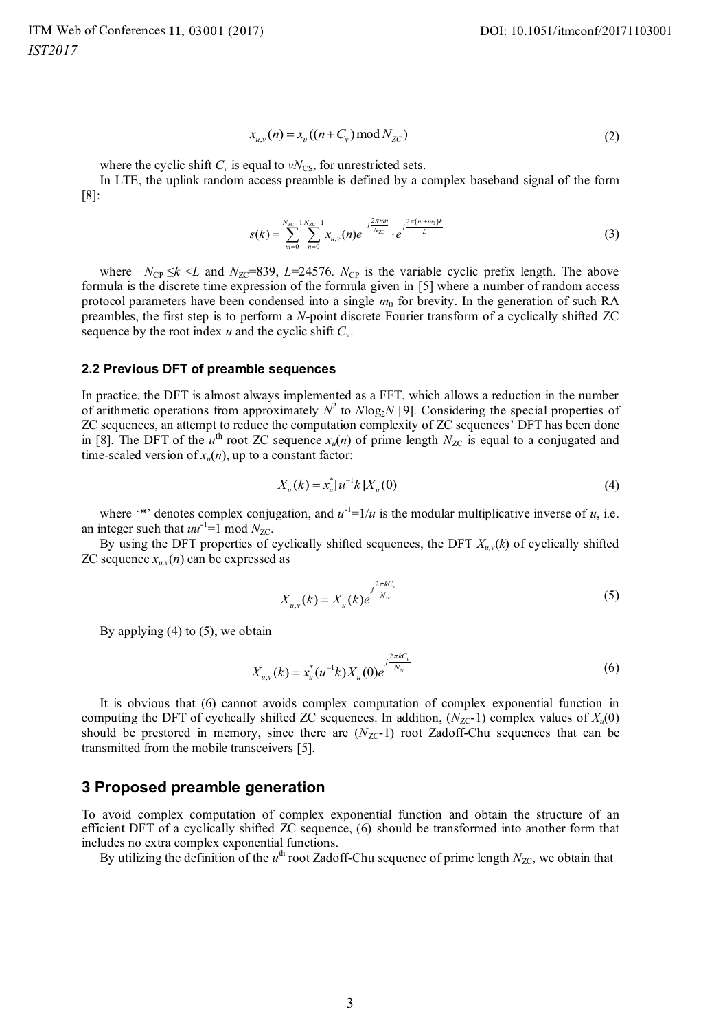$$x_{u,v}(n) = x_u((n + C_v) \bmod N_{ZC}) \tag{2}$$

where the cyclic shift $C_v$ is equal to $vN_{CS}$, for unrestricted sets.

In LTE, the uplink random access preamble is defined by a complex baseband signal of the form [8]:

$$s(k) = \sum_{m=0}^{N_{ZC}-1} \sum_{n=0}^{N_{ZC}-1} x_{u,v}(n) e^{-j\frac{2\pi nm}{N_{ZC}}} \cdot e^{j\frac{2\pi(m+m_0)k}{L}} \tag{3}$$

where $-N_{CP} \le k < L$ and $N_{ZC}$=839, $L$=24576. $N_{CP}$ is the variable cyclic prefix length. The above formula is the discrete time expression of the formula given in [5] where a number of random access protocol parameters have been condensed into a single $m_0$ for brevity. In the generation of such RA preambles, the first step is to perform a $N$-point discrete Fourier transform of a cyclically shifted ZC sequence by the root index $u$ and the cyclic shift $C_v$.

### 2.2 Previous DFT of preamble sequences

In practice, the DFT is almost always implemented as a FFT, which allows a reduction in the number of arithmetic operations from approximately $N^2$ to $N\log_2 N$ [9]. Considering the special properties of ZC sequences, an attempt to reduce the computation complexity of ZC sequences' DFT has been done in [8]. The DFT of the $u^{\text{th}}$ root ZC sequence $x_u(n)$ of prime length $N_{ZC}$ is equal to a conjugated and time-scaled version of $x_u(n)$, up to a constant factor:

$$X_u(k) = x_u^*[u^{-1}k] X_u(0) \tag{4}$$

where '*' denotes complex conjugation, and $u^{-1}$=1/$u$ is the modular multiplicative inverse of $u$, i.e. an integer such that $uu^{-1}$=1 mod $N_{ZC}$.

By using the DFT properties of cyclically shifted sequences, the DFT $X_{u,v}(k)$ of cyclically shifted ZC sequence $x_{u,v}(n)$ can be expressed as

$$X_{u,v}(k) = X_u(k) e^{j\frac{2\pi k C_v}{N_{ZC}}} \tag{5}$$

By applying (4) to (5), we obtain

$$X_{u,v}(k) = x_u^*(u^{-1}k) X_u(0) e^{j\frac{2\pi k C_v}{N_{ZC}}} \tag{6}$$

It is obvious that (6) cannot avoids complex computation of complex exponential function in computing the DFT of cyclically shifted ZC sequences. In addition, ($N_{ZC}$-1) complex values of $X_u(0)$ should be prestored in memory, since there are ($N_{ZC}$-1) root Zadoff-Chu sequences that can be transmitted from the mobile transceivers [5].

## 3 Proposed preamble generation

To avoid complex computation of complex exponential function and obtain the structure of an efficient DFT of a cyclically shifted ZC sequence, (6) should be transformed into another form that includes no extra complex exponential functions.

By utilizing the definition of the $u^{\text{th}}$ root Zadoff-Chu sequence of prime length $N_{ZC}$, we obtain that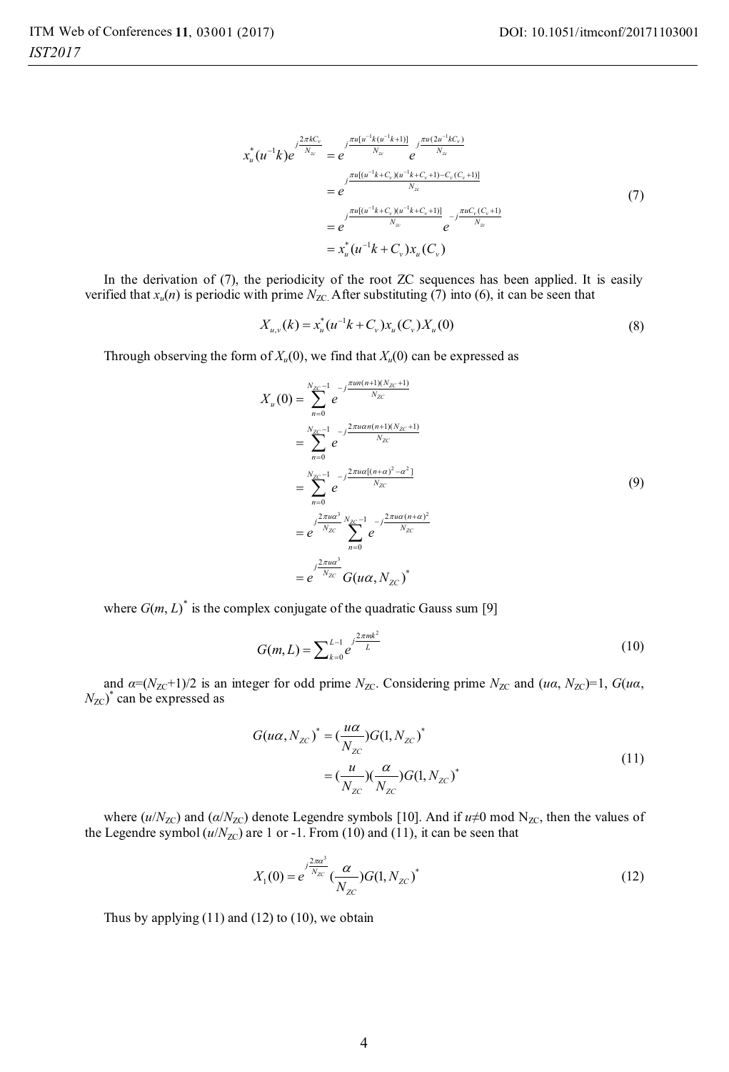$$
\begin{aligned}
x_u^*(u^{-1}k)e^{j\frac{2\pi kC_v}{N_{zc}}} &= e^{j\frac{\pi u[u^{-1}k(u^{-1}k+1)]}{N_{zc}}} e^{j\frac{\pi u(2u^{-1}kC_v)}{N_{zc}}} \\
&= e^{j\frac{\pi u[(u^{-1}k+C_v)(u^{-1}k+C_v+1)-C_v(C_v+1)]}{N_{zc}}} \\
&= e^{j\frac{\pi u[(u^{-1}k+C_v)(u^{-1}k+C_v+1)]}{N_{zc}}} e^{-j\frac{\pi uC_v(C_v+1)}{N_{zc}}} \\
&= x_u^*(u^{-1}k+C_v)x_u(C_v)
\end{aligned}
\tag{7}
$$

In the derivation of (7), the periodicity of the root ZC sequences has been applied. It is easily verified that $x_u(n)$ is periodic with prime $N_{ZC}$. After substituting (7) into (6), it can be seen that

$$
X_{u,v}(k) = x_u^*(u^{-1}k+C_v)x_u(C_v)X_u(0)
\tag{8}
$$

Through observing the form of $X_u(0)$, we find that $X_u(0)$ can be expressed as

$$
\begin{aligned}
X_u(0) &= \sum_{n=0}^{N_{ZC}-1} e^{-j\frac{\pi un(n+1)(N_{ZC}+1)}{N_{ZC}}} \\
&= \sum_{n=0}^{N_{ZC}-1} e^{-j\frac{2\pi u\alpha n(n+1)(N_{ZC}+1)}{N_{ZC}}} \\
&= \sum_{n=0}^{N_{ZC}-1} e^{-j\frac{2\pi u\alpha[(n+\alpha)^2-\alpha^2]}{N_{ZC}}} \\
&= e^{j\frac{2\pi u\alpha^3}{N_{ZC}}} \sum_{n=0}^{N_{ZC}-1} e^{-j\frac{2\pi u\alpha(n+\alpha)^2}{N_{ZC}}} \\
&= e^{j\frac{2\pi u\alpha^3}{N_{ZC}}} G(u\alpha, N_{ZC})^*
\end{aligned}
\tag{9}
$$

where $G(m, L)^*$ is the complex conjugate of the quadratic Gauss sum [9]

$$
G(m,L) = \sum_{k=0}^{L-1} e^{j\frac{2\pi mk^2}{L}}
\tag{10}
$$

and $\alpha=(N_{ZC}+1)/2$ is an integer for odd prime $N_{ZC}$. Considering prime $N_{ZC}$ and $(u\alpha, N_{ZC})=1$, $G(u\alpha, N_{ZC})^*$ can be expressed as

$$
\begin{aligned}
G(u\alpha, N_{ZC})^* &= \left(\frac{u\alpha}{N_{ZC}}\right)G(1, N_{ZC})^* \\
&= \left(\frac{u}{N_{ZC}}\right)\left(\frac{\alpha}{N_{ZC}}\right)G(1, N_{ZC})^*
\end{aligned}
\tag{11}
$$

where $(u/N_{ZC})$ and $(\alpha/N_{ZC})$ denote Legendre symbols [10]. And if $u\neq 0 \bmod N_{ZC}$, then the values of the Legendre symbol $(u/N_{ZC})$ are 1 or -1. From (10) and (11), it can be seen that

$$
X_1(0) = e^{j\frac{2\pi\alpha^3}{N_{ZC}}}\left(\frac{\alpha}{N_{ZC}}\right)G(1, N_{ZC})^*
\tag{12}
$$

Thus by applying (11) and (12) to (10), we obtain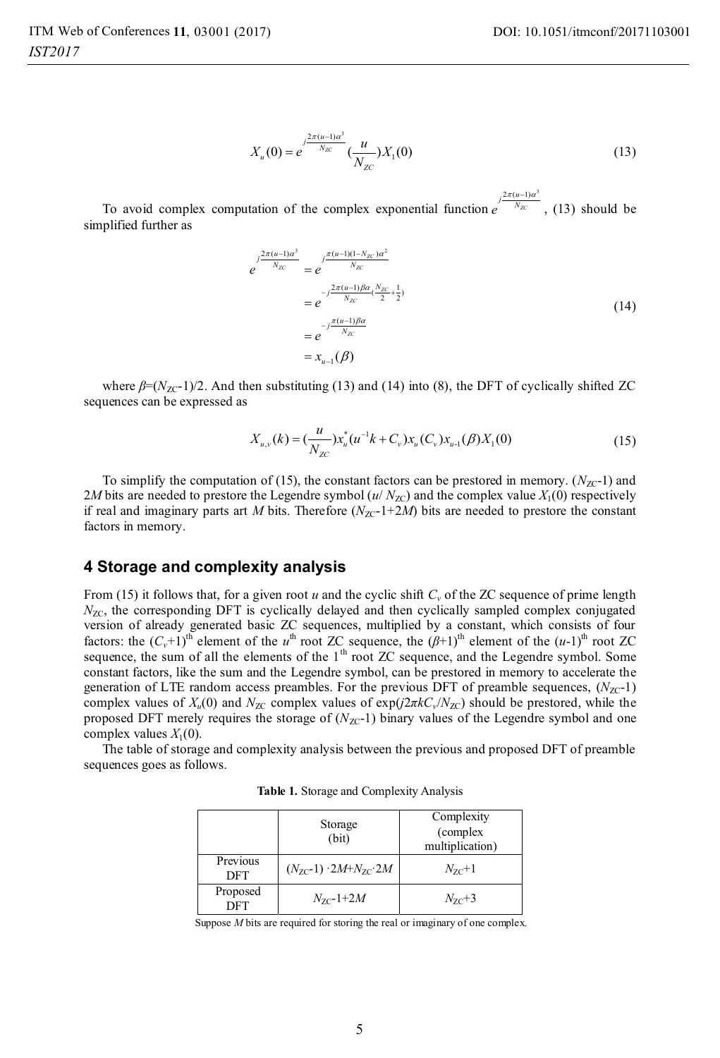$$X_u(0) = e^{j\frac{2\pi(u-1)\alpha^3}{N_{ZC}}} (\frac{u}{N_{ZC}}) X_1(0) \tag{13}$$

To avoid complex computation of the complex exponential function $e^{j\frac{2\pi(u-1)\alpha^3}{N_{ZC}}}$, (13) should be simplified further as

$$\begin{aligned} e^{j\frac{2\pi(u-1)\alpha^3}{N_{ZC}}} &= e^{j\frac{\pi(u-1)(1-N_{ZC})\alpha^2}{N_{ZC}}} \\ &= e^{-j\frac{2\pi(u-1)\beta\alpha}{N_{ZC}}(\frac{N_{ZC}}{2}+\frac{1}{2})} \\ &= e^{-j\frac{\pi(u-1)\beta\alpha}{N_{ZC}}} \\ &= x_{u-1}(\beta) \end{aligned} \tag{14}$$

where $\beta=(N_{ZC}-1)/2$. And then substituting (13) and (14) into (8), the DFT of cyclically shifted ZC sequences can be expressed as

$$X_{u,v}(k) = (\frac{u}{N_{ZC}}) x_u^*(u^{-1}k + C_v) x_u(C_v) x_{u\text{-}1}(\beta) X_1(0) \tag{15}$$

To simplify the computation of (15), the constant factors can be prestored in memory. $(N_{ZC}-1)$ and $2M$ bits are needed to prestore the Legendre symbol $(u/N_{ZC})$ and the complex value $X_1(0)$ respectively if real and imaginary parts art $M$ bits. Therefore $(N_{ZC}-1+2M)$ bits are needed to prestore the constant factors in memory.

## 4 Storage and complexity analysis

From (15) it follows that, for a given root $u$ and the cyclic shift $C_v$ of the ZC sequence of prime length $N_{ZC}$, the corresponding DFT is cyclically delayed and then cyclically sampled complex conjugated version of already generated basic ZC sequences, multiplied by a constant, which consists of four factors: the $(C_v+1)^{\text{th}}$ element of the $u^{\text{th}}$ root ZC sequence, the $(\beta+1)^{\text{th}}$ element of the $(u-1)^{\text{th}}$ root ZC sequence, the sum of all the elements of the $1^{\text{th}}$ root ZC sequence, and the Legendre symbol. Some constant factors, like the sum and the Legendre symbol, can be prestored in memory to accelerate the generation of LTE random access preambles. For the previous DFT of preamble sequences, $(N_{ZC}-1)$ complex values of $X_u(0)$ and $N_{ZC}$ complex values of $\exp(j2\pi kC_v/N_{ZC})$ should be prestored, while the proposed DFT merely requires the storage of $(N_{ZC}-1)$ binary values of the Legendre symbol and one complex values $X_1(0)$.

The table of storage and complexity analysis between the previous and proposed DFT of preamble sequences goes as follows.

**Table 1.** Storage and Complexity Analysis

| | Storage (bit) | Complexity (complex multiplication) |
|---|---|---|
| Previous DFT | $(N_{ZC}-1)\cdot 2M+N_{ZC}\cdot 2M$ | $N_{ZC}+1$ |
| Proposed DFT | $N_{ZC}-1+2M$ | $N_{ZC}+3$ |

Suppose $M$ bits are required for storing the real or imaginary of one complex.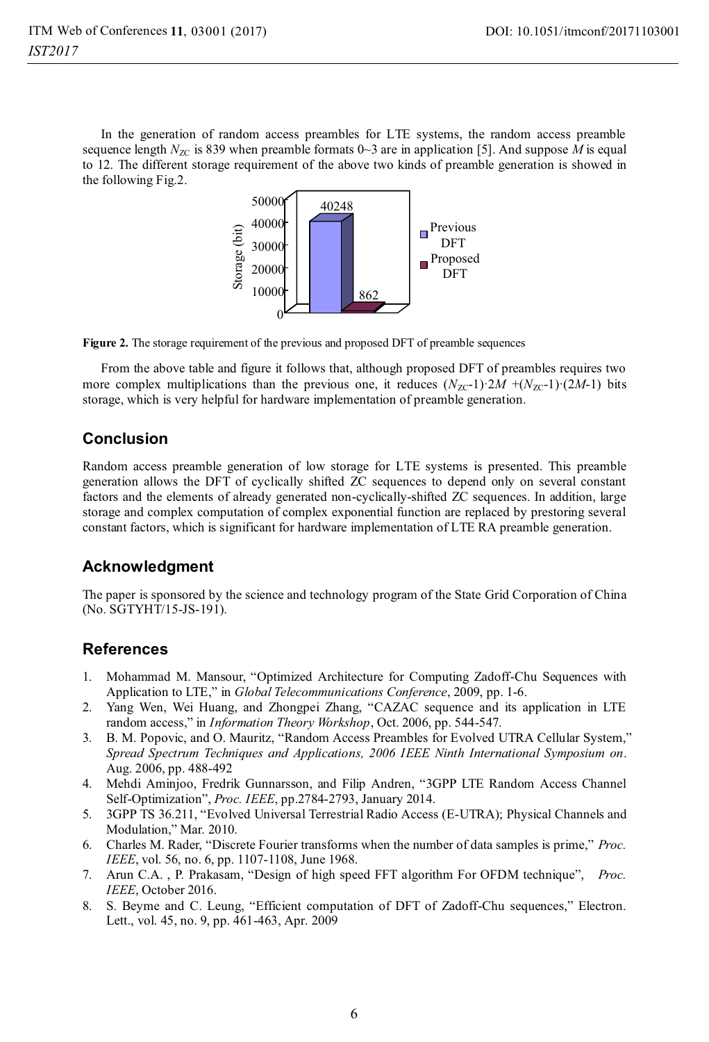In the generation of random access preambles for LTE systems, the random access preamble sequence length $N_{ZC}$ is 839 when preamble formats 0~3 are in application [5]. And suppose $M$ is equal to 12. The different storage requirement of the above two kinds of preamble generation is showed in the following Fig.2.

**Figure 2.** The storage requirement of the previous and proposed DFT of preamble sequences

From the above table and figure it follows that, although proposed DFT of preambles requires two more complex multiplications than the previous one, it reduces $(N_{ZC}\text{-}1)\cdot 2M + (N_{ZC}\text{-}1)\cdot(2M\text{-}1)$ bits storage, which is very helpful for hardware implementation of preamble generation.

## Conclusion

Random access preamble generation of low storage for LTE systems is presented. This preamble generation allows the DFT of cyclically shifted ZC sequences to depend only on several constant factors and the elements of already generated non-cyclically-shifted ZC sequences. In addition, large storage and complex computation of complex exponential function are replaced by prestoring several constant factors, which is significant for hardware implementation of LTE RA preamble generation.

## Acknowledgment

The paper is sponsored by the science and technology program of the State Grid Corporation of China (No. SGTYHT/15-JS-191).

## References

1. Mohammad M. Mansour, "Optimized Architecture for Computing Zadoff-Chu Sequences with Application to LTE," in *Global Telecommunications Conference*, 2009, pp. 1-6.
2. Yang Wen, Wei Huang, and Zhongpei Zhang, "CAZAC sequence and its application in LTE random access," in *Information Theory Workshop*, Oct. 2006, pp. 544-547.
3. B. M. Popovic, and O. Mauritz, "Random Access Preambles for Evolved UTRA Cellular System," *Spread Spectrum Techniques and Applications, 2006 IEEE Ninth International Symposium on*. Aug. 2006, pp. 488-492
4. Mehdi Aminjoo, Fredrik Gunnarsson, and Filip Andren, "3GPP LTE Random Access Channel Self-Optimization", *Proc. IEEE*, pp.2784-2793, January 2014.
5. 3GPP TS 36.211, "Evolved Universal Terrestrial Radio Access (E-UTRA); Physical Channels and Modulation," Mar. 2010.
6. Charles M. Rader, "Discrete Fourier transforms when the number of data samples is prime," *Proc. IEEE*, vol. 56, no. 6, pp. 1107-1108, June 1968.
7. Arun C.A. , P. Prakasam, "Design of high speed FFT algorithm For OFDM technique", *Proc. IEEE*, October 2016.
8. S. Beyme and C. Leung, "Efficient computation of DFT of Zadoff-Chu sequences," Electron. Lett., vol. 45, no. 9, pp. 461-463, Apr. 2009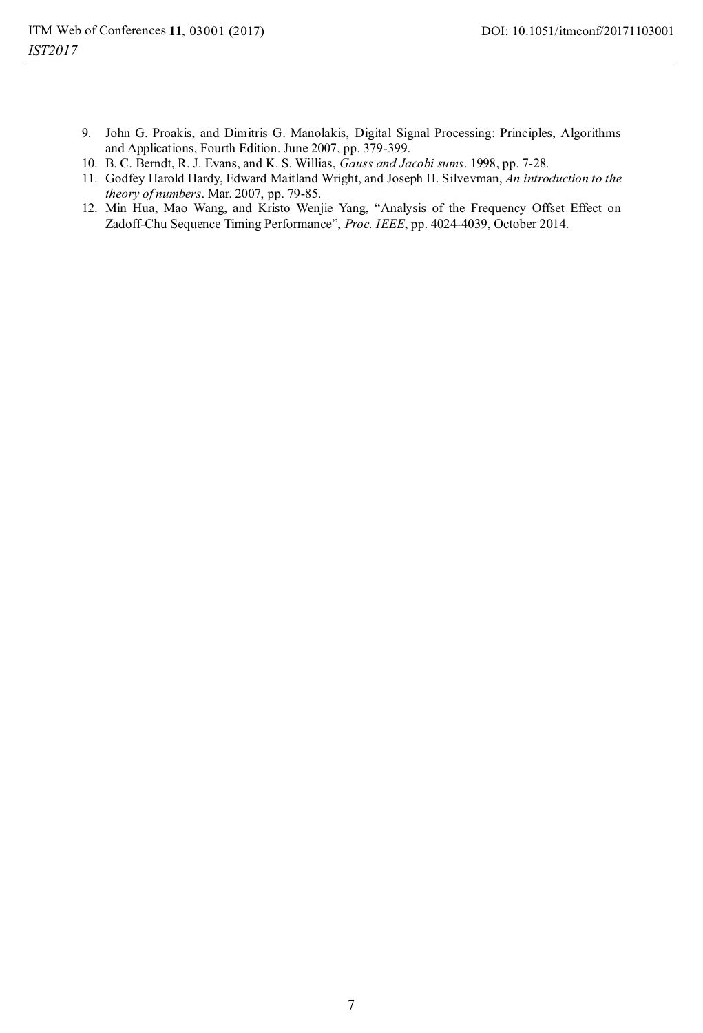9. John G. Proakis, and Dimitris G. Manolakis, Digital Signal Processing: Principles, Algorithms and Applications, Fourth Edition. June 2007, pp. 379-399.
10. B. C. Berndt, R. J. Evans, and K. S. Willias, *Gauss and Jacobi sums*. 1998, pp. 7-28.
11. Godfey Harold Hardy, Edward Maitland Wright, and Joseph H. Silvevman, *An introduction to the theory of numbers*. Mar. 2007, pp. 79-85.
12. Min Hua, Mao Wang, and Kristo Wenjie Yang, "Analysis of the Frequency Offset Effect on Zadoff-Chu Sequence Timing Performance", *Proc. IEEE*, pp. 4024-4039, October 2014.